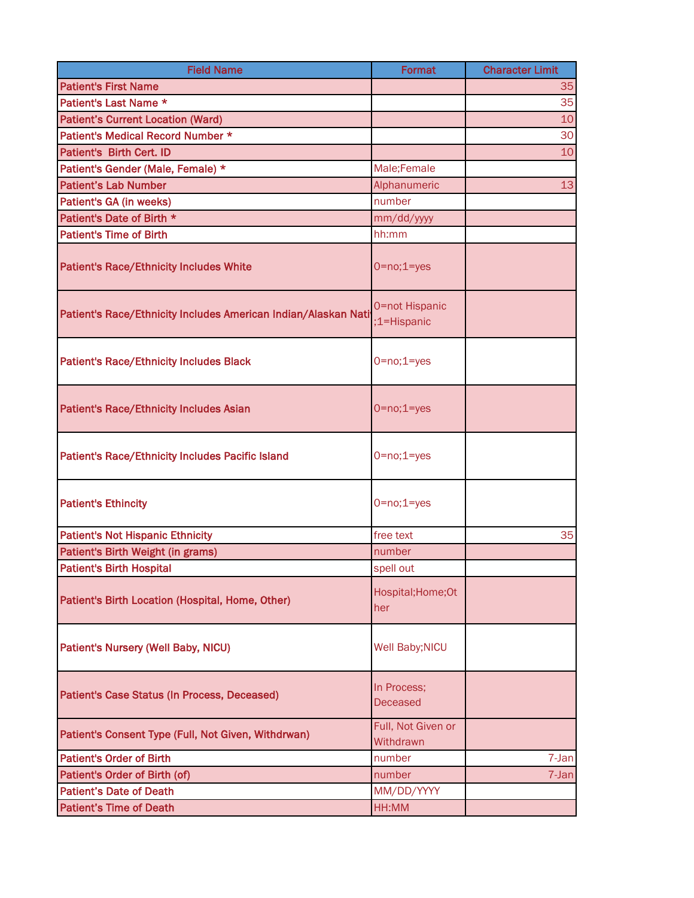| Field Name | Format | Character Limit |
|---|---|---|
| Patient's First Name | | 35 |
| Patient's Last Name * | | 35 |
| Patient's Current Location (Ward) | | 10 |
| Patient's Medical Record Number * | | 30 |
| Patient's Birth Cert. ID | | 10 |
| Patient's Gender (Male, Female) * | Male;Female | |
| Patient's Lab Number | Alphanumeric | 13 |
| Patient's GA (in weeks) | number | |
| Patient's Date of Birth * | mm/dd/yyyy | |
| Patient's Time of Birth | hh:mm | |
| Patient's Race/Ethnicity Includes White | 0=no;1=yes | |
| Patient's Race/Ethnicity Includes American Indian/Alaskan Nati | 0=not Hispanic ;1=Hispanic | |
| Patient's Race/Ethnicity Includes Black | 0=no;1=yes | |
| Patient's Race/Ethnicity Includes Asian | 0=no;1=yes | |
| Patient's Race/Ethnicity Includes Pacific Island | 0=no;1=yes | |
| Patient's Ethincity | 0=no;1=yes | |
| Patient's Not Hispanic Ethnicity | free text | 35 |
| Patient's Birth Weight (in grams) | number | |
| Patient's Birth Hospital | spell out | |
| Patient's Birth Location (Hospital, Home, Other) | Hospital;Home;Other | |
| Patient's Nursery (Well Baby, NICU) | Well Baby;NICU | |
| Patient's Case Status (In Process, Deceased) | In Process; Deceased | |
| Patient's Consent Type (Full, Not Given, Withdrwan) | Full, Not Given or Withdrawn | |
| Patient's Order of Birth | number | 7-Jan |
| Patient's Order of Birth (of) | number | 7-Jan |
| Patient's Date of Death | MM/DD/YYYY | |
| Patient's Time of Death | HH:MM | |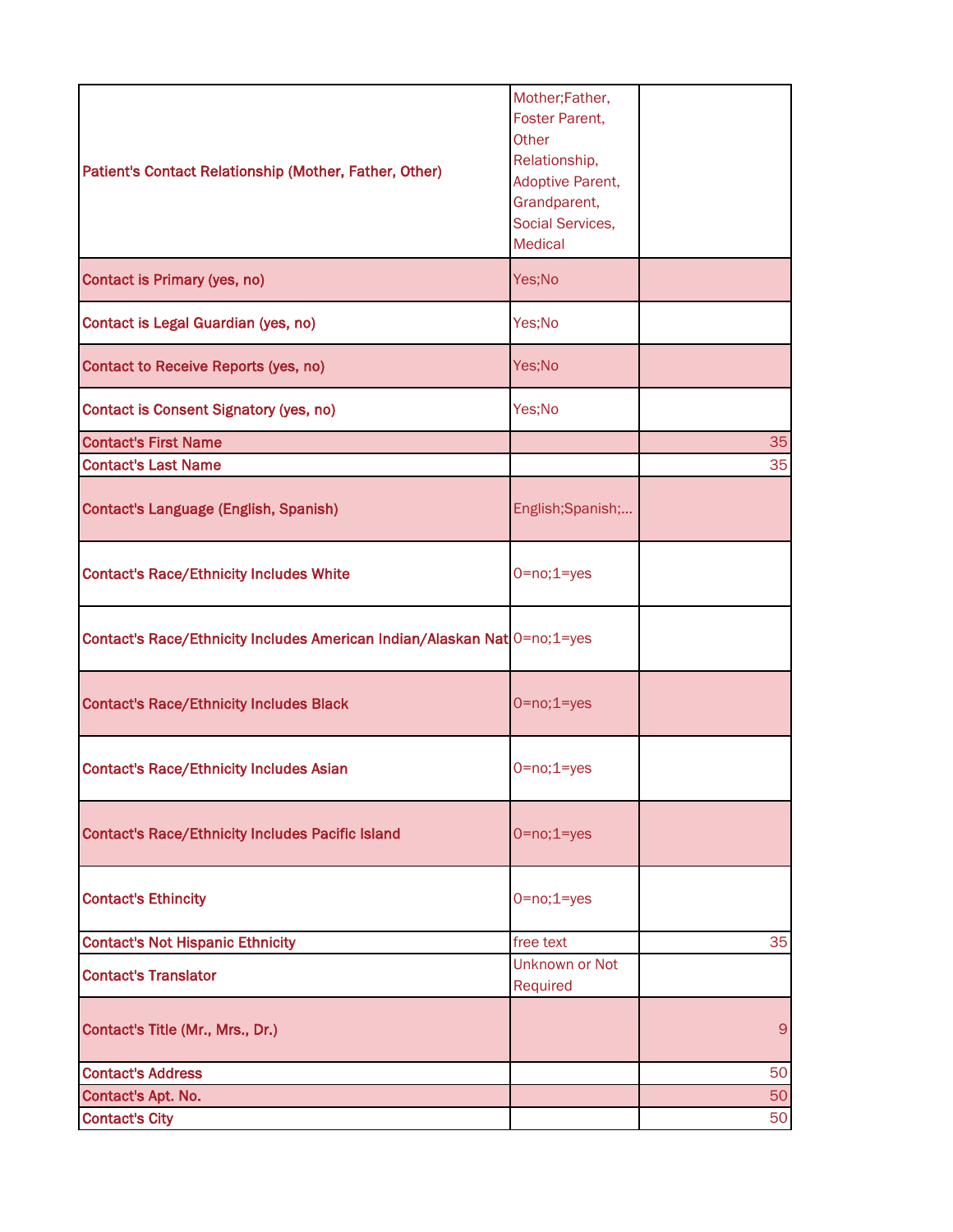| | | |
|---|---|---|
| Patient's Contact Relationship (Mother, Father, Other) | Mother;Father, Foster Parent, Other Relationship, Adoptive Parent, Grandparent, Social Services, Medical | |
| Contact is Primary (yes, no) | Yes;No | |
| Contact is Legal Guardian (yes, no) | Yes;No | |
| Contact to Receive Reports (yes, no) | Yes;No | |
| Contact is Consent Signatory (yes, no) | Yes;No | |
| Contact's First Name | | 35 |
| Contact's Last Name | | 35 |
| Contact's Language (English, Spanish) | English;Spanish;... | |
| Contact's Race/Ethnicity Includes White | 0=no;1=yes | |
| Contact's Race/Ethnicity Includes American Indian/Alaskan Nat | 0=no;1=yes | |
| Contact's Race/Ethnicity Includes Black | 0=no;1=yes | |
| Contact's Race/Ethnicity Includes Asian | 0=no;1=yes | |
| Contact's Race/Ethnicity Includes Pacific Island | 0=no;1=yes | |
| Contact's Ethincity | 0=no;1=yes | |
| Contact's Not Hispanic Ethnicity | free text | 35 |
| Contact's Translator | Unknown or Not Required | |
| Contact's Title (Mr., Mrs., Dr.) | | 9 |
| Contact's Address | | 50 |
| Contact's Apt. No. | | 50 |
| Contact's City | | 50 |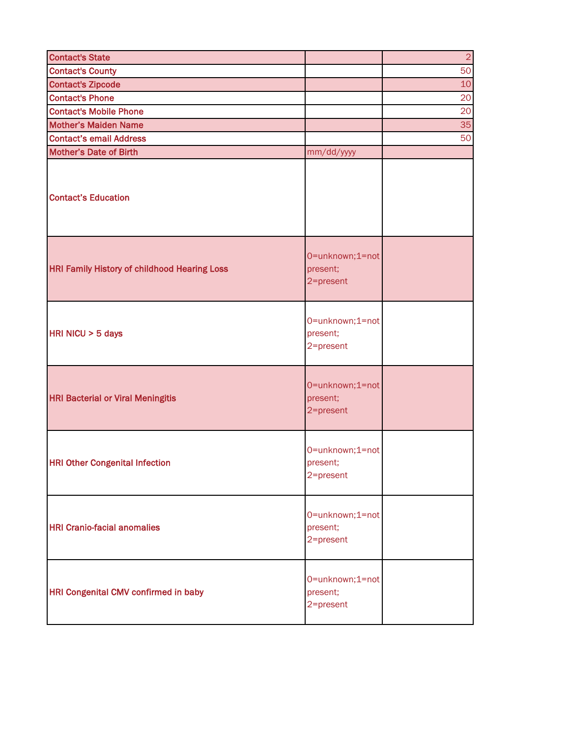| Contact's State | | 2 |
|---|---|---|
| Contact's County | | 50 |
| Contact's Zipcode | | 10 |
| Contact's Phone | | 20 |
| Contact's Mobile Phone | | 20 |
| Mother’s Maiden Name | | 35 |
| Contact’s email Address | | 50 |
| Mother’s Date of Birth | mm/dd/yyyy | |
| Contact’s Education | | |
| HRI Family History of childhood Hearing Loss | 0=unknown;1=not present; 2=present | |
| HRI NICU > 5 days | 0=unknown;1=not present; 2=present | |
| HRI Bacterial or Viral Meningitis | 0=unknown;1=not present; 2=present | |
| HRI Other Congenital Infection | 0=unknown;1=not present; 2=present | |
| HRI Cranio-facial anomalies | 0=unknown;1=not present; 2=present | |
| HRI Congenital CMV confirmed in baby | 0=unknown;1=not present; 2=present | |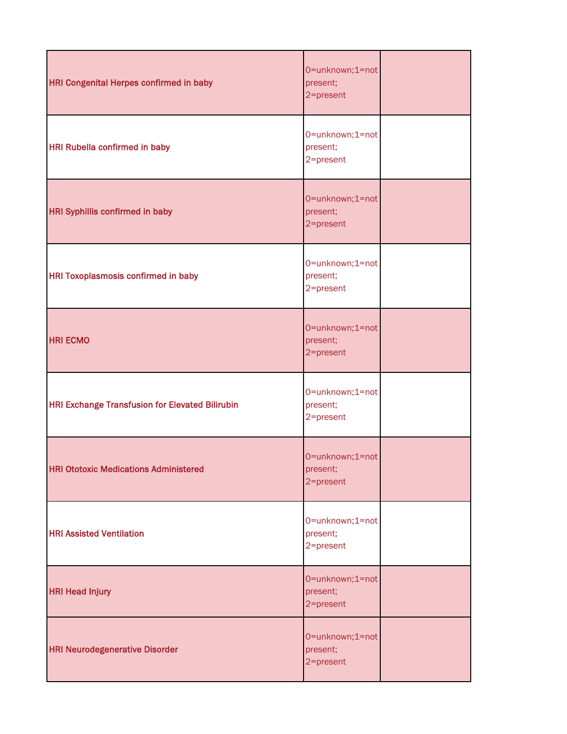| | | |
|---|---|---|
| HRI Congenital Herpes confirmed in baby | 0=unknown;1=not present; 2=present | |
| HRI Rubella confirmed in baby | 0=unknown;1=not present; 2=present | |
| HRI Syphillis confirmed in baby | 0=unknown;1=not present; 2=present | |
| HRI Toxoplasmosis confirmed in baby | 0=unknown;1=not present; 2=present | |
| HRI ECMO | 0=unknown;1=not present; 2=present | |
| HRI Exchange Transfusion for Elevated Bilirubin | 0=unknown;1=not present; 2=present | |
| HRI Ototoxic Medications Administered | 0=unknown;1=not present; 2=present | |
| HRI Assisted Ventilation | 0=unknown;1=not present; 2=present | |
| HRI Head Injury | 0=unknown;1=not present; 2=present | |
| HRI Neurodegenerative Disorder | 0=unknown;1=not present; 2=present | |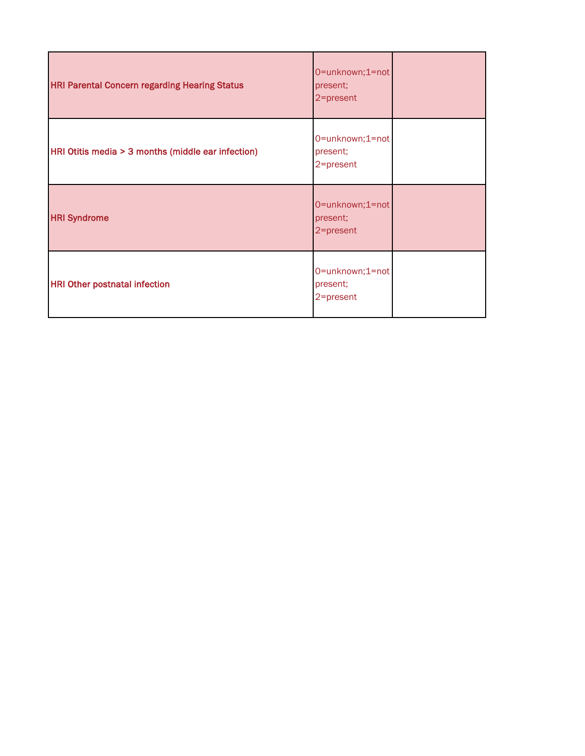| | | |
|---|---|---|
| HRI Parental Concern regarding Hearing Status | 0=unknown;1=not present; 2=present | |
| HRI Otitis media > 3 months (middle ear infection) | 0=unknown;1=not present; 2=present | |
| HRI Syndrome | 0=unknown;1=not present; 2=present | |
| HRI Other postnatal infection | 0=unknown;1=not present; 2=present | |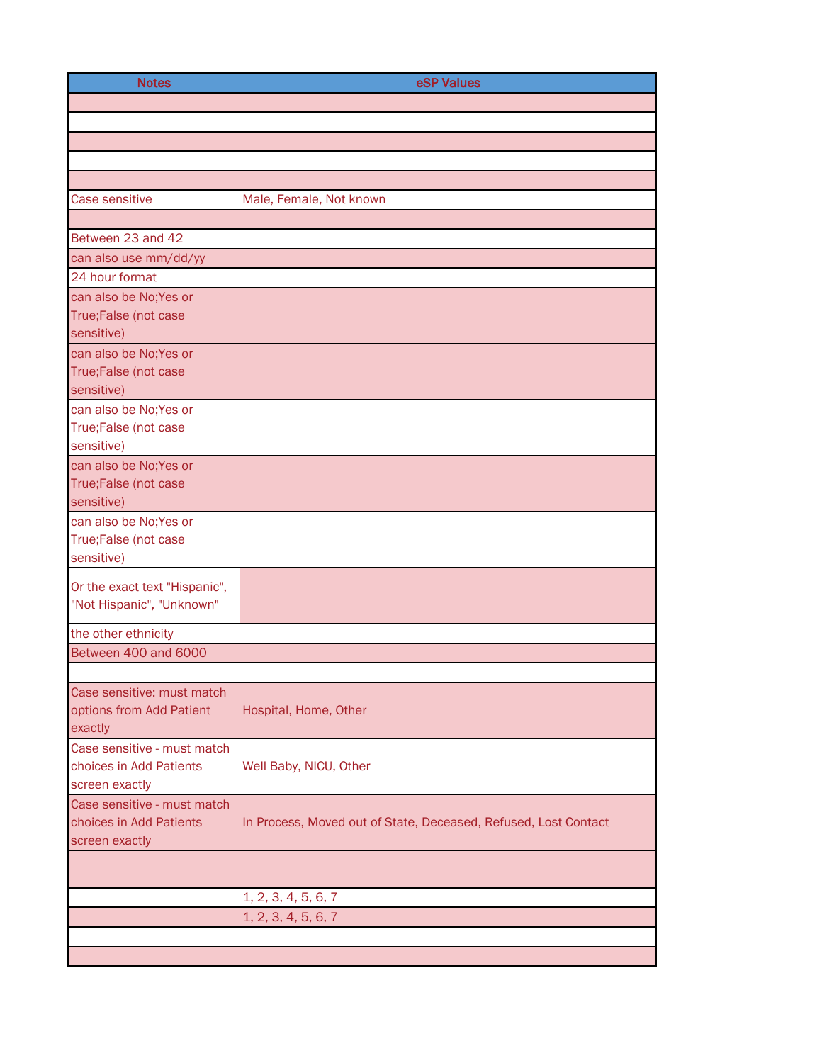| Notes | eSP Values |
|---|---|
| | |
| | |
| | |
| | |
| | |
| Case sensitive | Male, Female, Not known |
| | |
| Between 23 and 42 | |
| can also use mm/dd/yy | |
| 24 hour format | |
| can also be No;Yes or True;False (not case sensitive) | |
| can also be No;Yes or True;False (not case sensitive) | |
| can also be No;Yes or True;False (not case sensitive) | |
| can also be No;Yes or True;False (not case sensitive) | |
| can also be No;Yes or True;False (not case sensitive) | |
| Or the exact text "Hispanic", "Not Hispanic", "Unknown" | |
| the other ethnicity | |
| Between 400 and 6000 | |
| | |
| Case sensitive: must match options from Add Patient exactly | Hospital, Home, Other |
| Case sensitive - must match choices in Add Patients screen exactly | Well Baby, NICU, Other |
| Case sensitive - must match choices in Add Patients screen exactly | In Process, Moved out of State, Deceased, Refused, Lost Contact |
| | |
| | 1, 2, 3, 4, 5, 6, 7 |
| | 1, 2, 3, 4, 5, 6, 7 |
| | |
| | |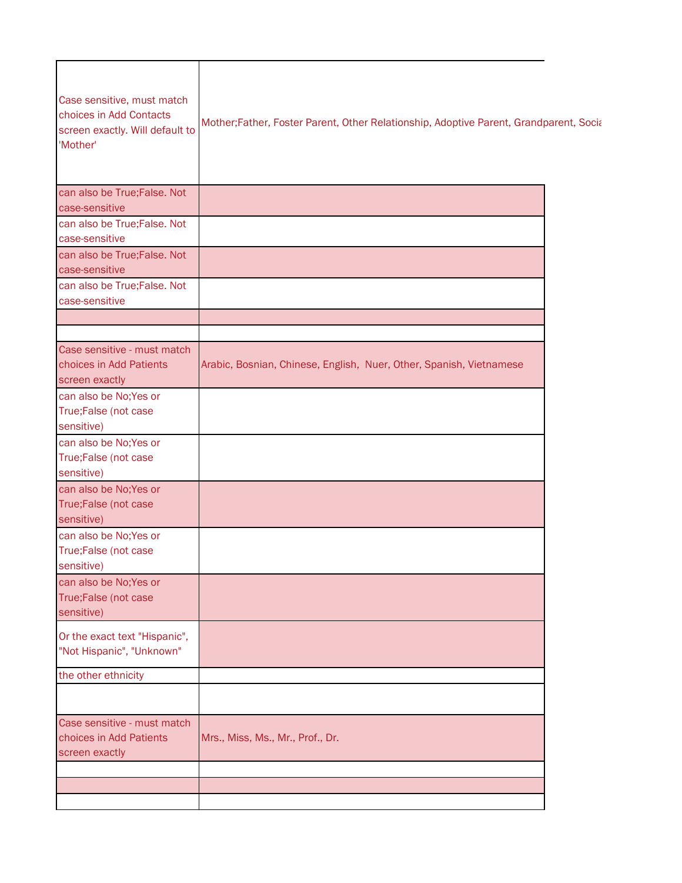| | |
|---|---|
| Case sensitive, must match choices in Add Contacts screen exactly. Will default to 'Mother' | Mother;Father, Foster Parent, Other Relationship, Adoptive Parent, Grandparent, Socia |
| can also be True;False. Not case-sensitive | |
| can also be True;False. Not case-sensitive | |
| can also be True;False. Not case-sensitive | |
| can also be True;False. Not case-sensitive | |
| | |
| | |
| Case sensitive - must match choices in Add Patients screen exactly | Arabic, Bosnian, Chinese, English, Nuer, Other, Spanish, Vietnamese |
| can also be No;Yes or True;False (not case sensitive) | |
| can also be No;Yes or True;False (not case sensitive) | |
| can also be No;Yes or True;False (not case sensitive) | |
| can also be No;Yes or True;False (not case sensitive) | |
| can also be No;Yes or True;False (not case sensitive) | |
| Or the exact text "Hispanic", "Not Hispanic", "Unknown" | |
| the other ethnicity | |
| | |
| Case sensitive - must match choices in Add Patients screen exactly | Mrs., Miss, Ms., Mr., Prof., Dr. |
| | |
| | |
| | |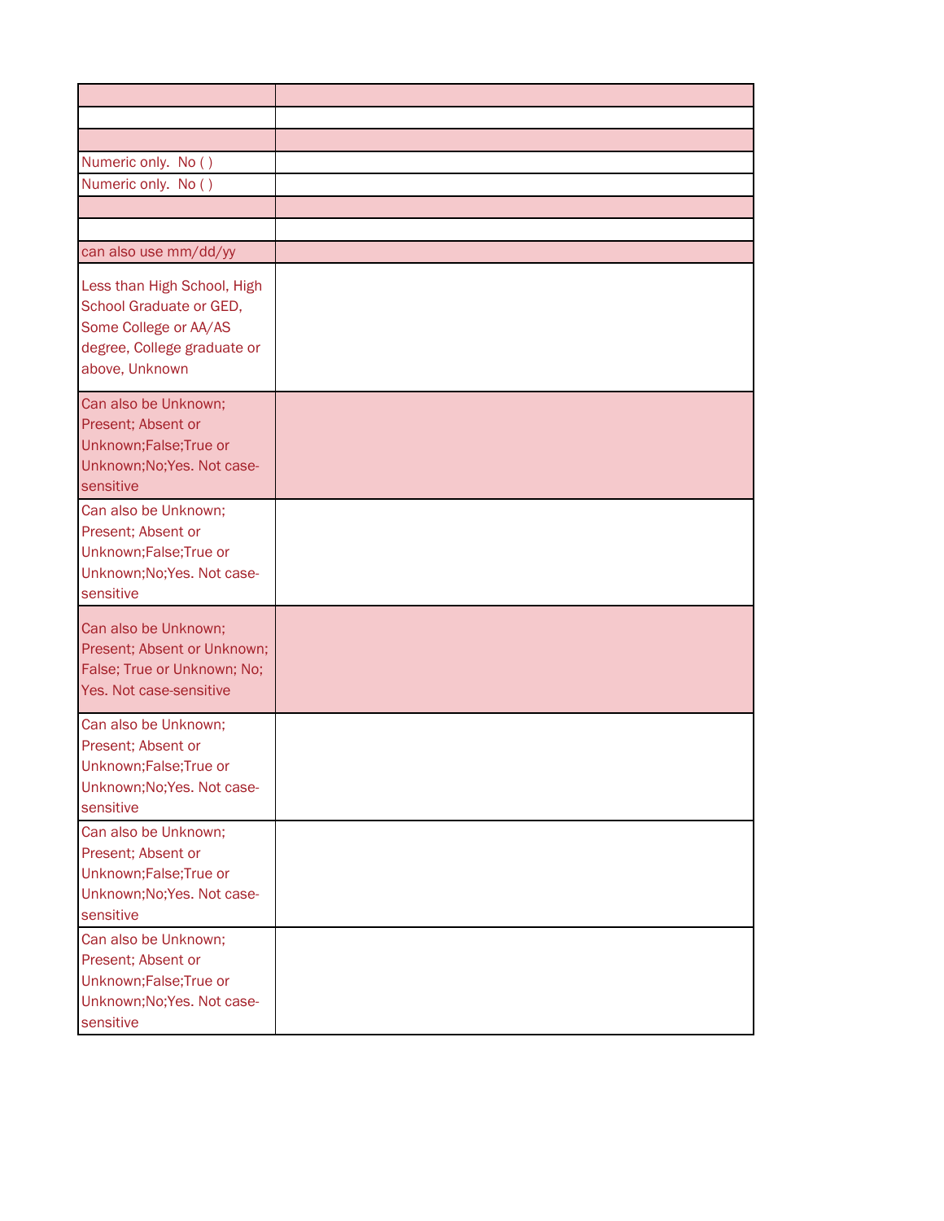| | |
|---|---|
| | |
| | |
| | |
| Numeric only. No ( ) | |
| Numeric only. No ( ) | |
| | |
| | |
| can also use mm/dd/yy | |
| Less than High School, High School Graduate or GED, Some College or AA/AS degree, College graduate or above, Unknown | |
| Can also be Unknown; Present; Absent or Unknown;False;True or Unknown;No;Yes. Not case-sensitive | |
| Can also be Unknown; Present; Absent or Unknown;False;True or Unknown;No;Yes. Not case-sensitive | |
| Can also be Unknown; Present; Absent or Unknown; False; True or Unknown; No; Yes. Not case-sensitive | |
| Can also be Unknown; Present; Absent or Unknown;False;True or Unknown;No;Yes. Not case-sensitive | |
| Can also be Unknown; Present; Absent or Unknown;False;True or Unknown;No;Yes. Not case-sensitive | |
| Can also be Unknown; Present; Absent or Unknown;False;True or Unknown;No;Yes. Not case-sensitive | |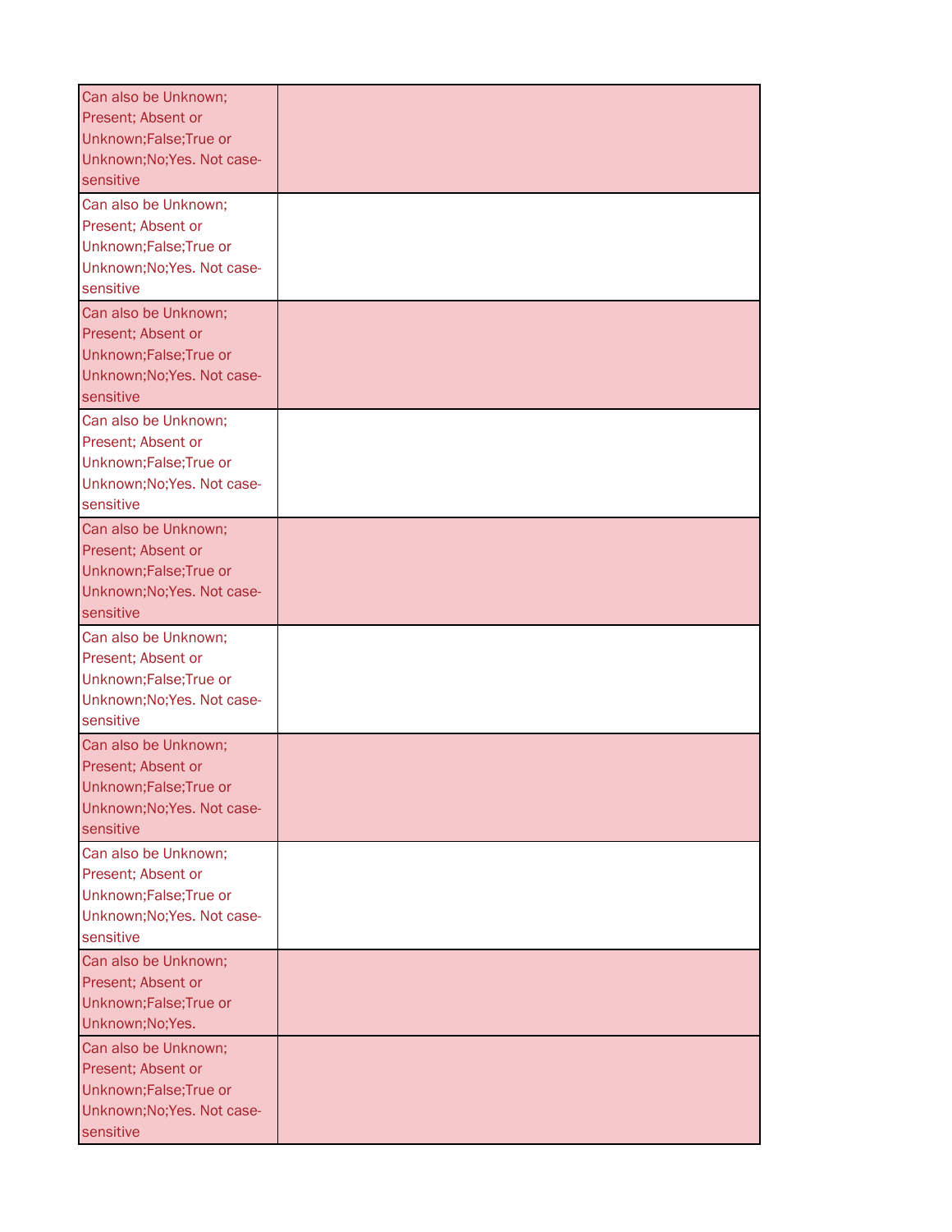| | |
|---|---|
| Can also be Unknown; Present; Absent or Unknown;False;True or Unknown;No;Yes. Not case-sensitive | |
| Can also be Unknown; Present; Absent or Unknown;False;True or Unknown;No;Yes. Not case-sensitive | |
| Can also be Unknown; Present; Absent or Unknown;False;True or Unknown;No;Yes. Not case-sensitive | |
| Can also be Unknown; Present; Absent or Unknown;False;True or Unknown;No;Yes. Not case-sensitive | |
| Can also be Unknown; Present; Absent or Unknown;False;True or Unknown;No;Yes. Not case-sensitive | |
| Can also be Unknown; Present; Absent or Unknown;False;True or Unknown;No;Yes. Not case-sensitive | |
| Can also be Unknown; Present; Absent or Unknown;False;True or Unknown;No;Yes. Not case-sensitive | |
| Can also be Unknown; Present; Absent or Unknown;False;True or Unknown;No;Yes. Not case-sensitive | |
| Can also be Unknown; Present; Absent or Unknown;False;True or Unknown;No;Yes. | |
| Can also be Unknown; Present; Absent or Unknown;False;True or Unknown;No;Yes. Not case-sensitive | |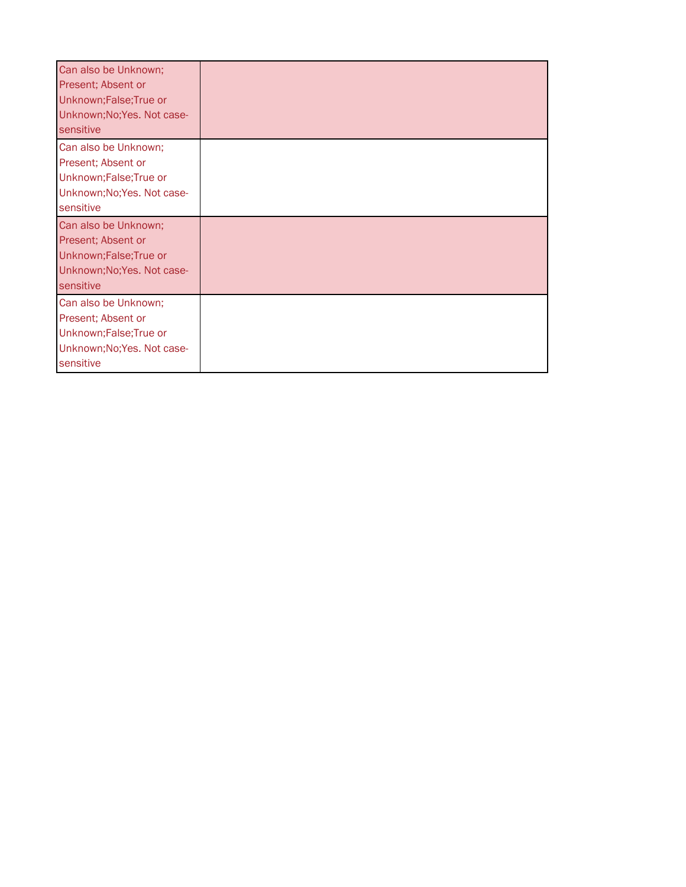| | |
|---|---|
| Can also be Unknown; Present; Absent or Unknown;False;True or Unknown;No;Yes. Not case-sensitive | |
| Can also be Unknown; Present; Absent or Unknown;False;True or Unknown;No;Yes. Not case-sensitive | |
| Can also be Unknown; Present; Absent or Unknown;False;True or Unknown;No;Yes. Not case-sensitive | |
| Can also be Unknown; Present; Absent or Unknown;False;True or Unknown;No;Yes. Not case-sensitive | |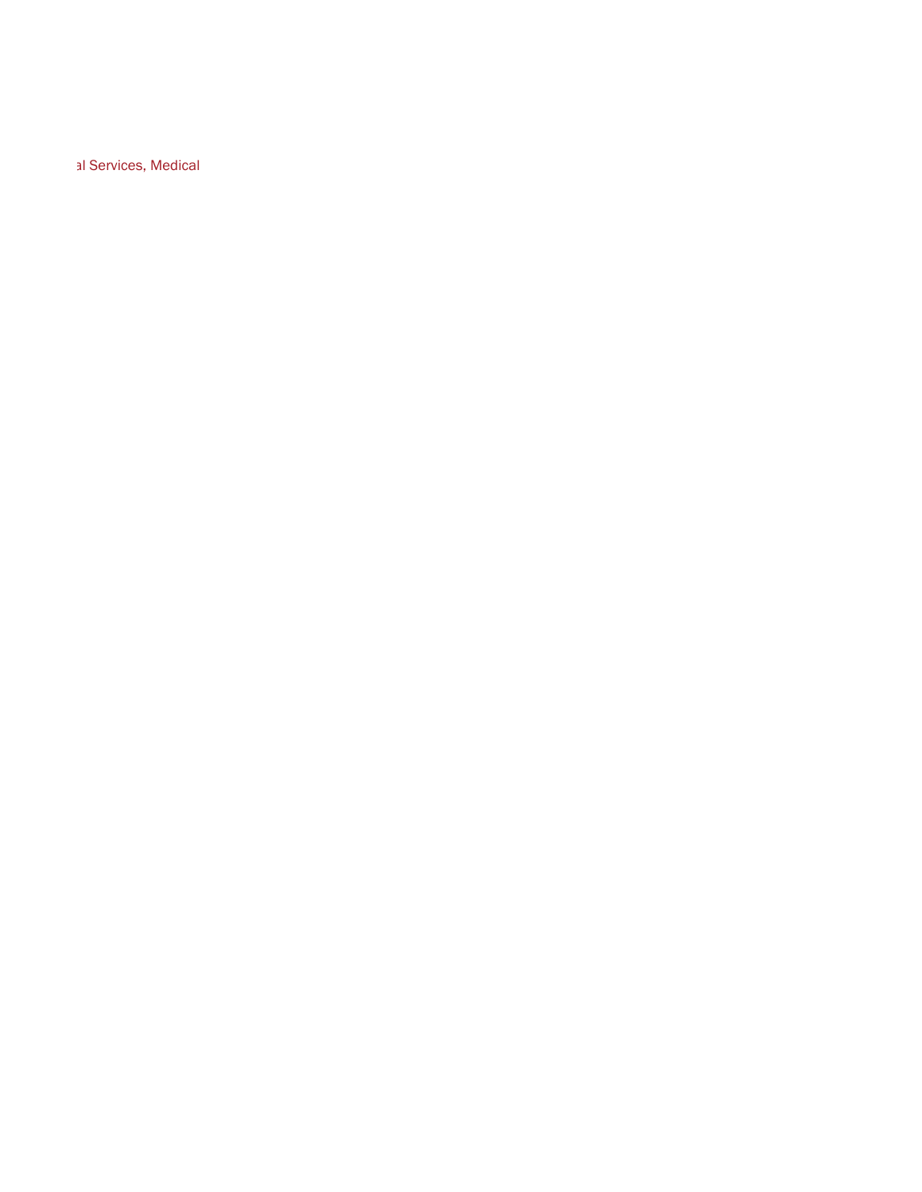al Services, Medical